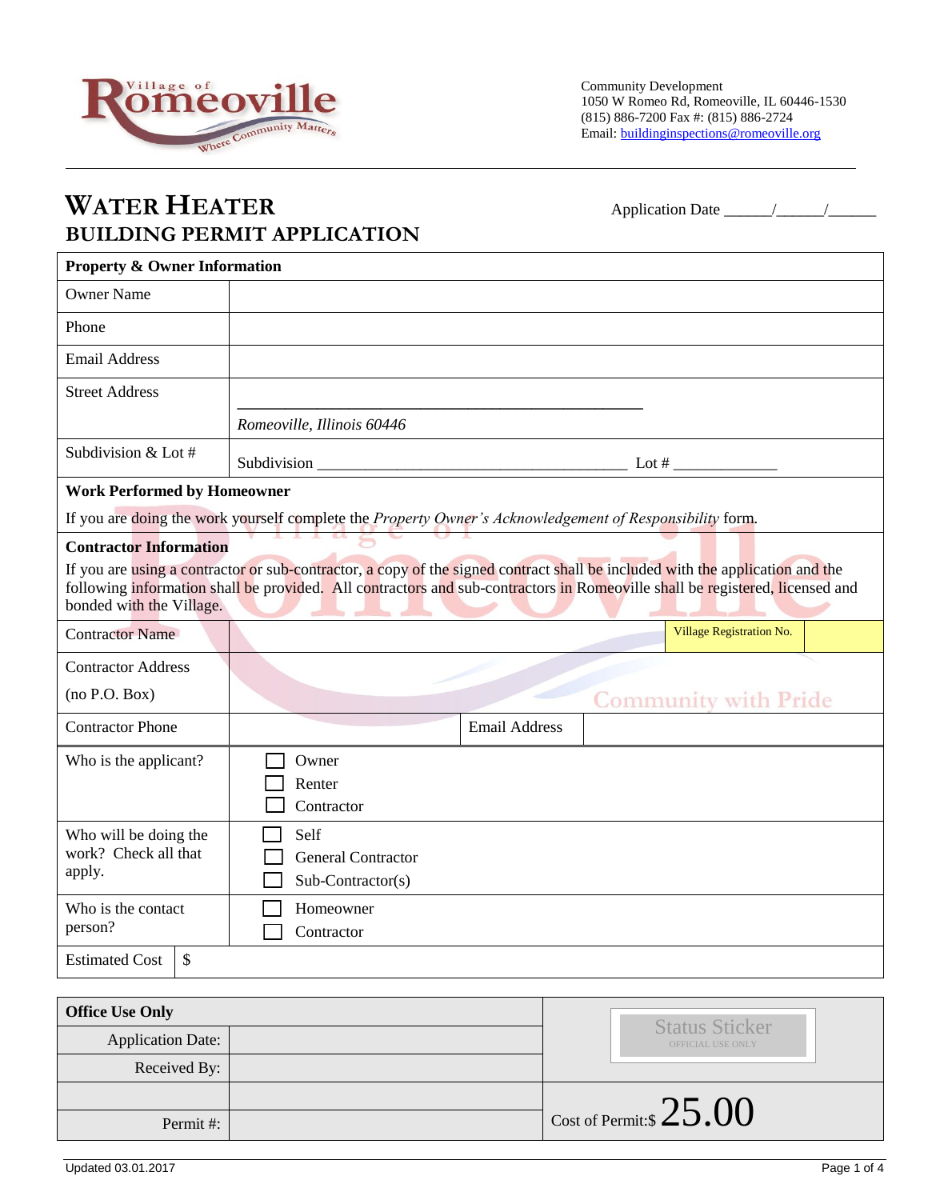Village of Romeoville — Where Community Matters

Community Development
1050 W Romeo Rd, Romeoville, IL 60446-1530
(815) 886-7200 Fax #: (815) 886-2724
Email: buildinginspections@romeoville.org

# WATER HEATER
## BUILDING PERMIT APPLICATION

Application Date ______/______/______

| **Property & Owner Information** | |
|---|---|
| Owner Name | |
| Phone | |
| Email Address | |
| Street Address | ________________________________________ *Romeoville, Illinois 60446* |
| Subdivision & Lot # | Subdivision ________________________________ Lot # ___________ |

**Work Performed by Homeowner**

If you are doing the work yourself complete the *Property Owner's Acknowledgement of Responsibility* form.

**Contractor Information**

If you are using a contractor or sub-contractor, a copy of the signed contract shall be included with the application and the following information shall be provided. All contractors and sub-contractors in Romeoville shall be registered, licensed and bonded with the Village.

| | | | |
|---|---|---|---|
| Contractor Name | | Village Registration No. | |
| Contractor Address (no P.O. Box) | | | |
| Contractor Phone | | Email Address | |

| | |
|---|---|
| Who is the applicant? | ☐ Owner<br>☐ Renter<br>☐ Contractor |
| Who will be doing the work? Check all that apply. | ☐ Self<br>☐ General Contractor<br>☐ Sub-Contractor(s) |
| Who is the contact person? | ☐ Homeowner<br>☐ Contractor |
| Estimated Cost | $ |

| **Office Use Only** | | Status Sticker (OFFICIAL USE ONLY) |
|---|---|---|
| Application Date: | | |
| Received By: | | |
| | | Cost of Permit:$ 25.00 |
| Permit #: | | |

Updated 03.01.2017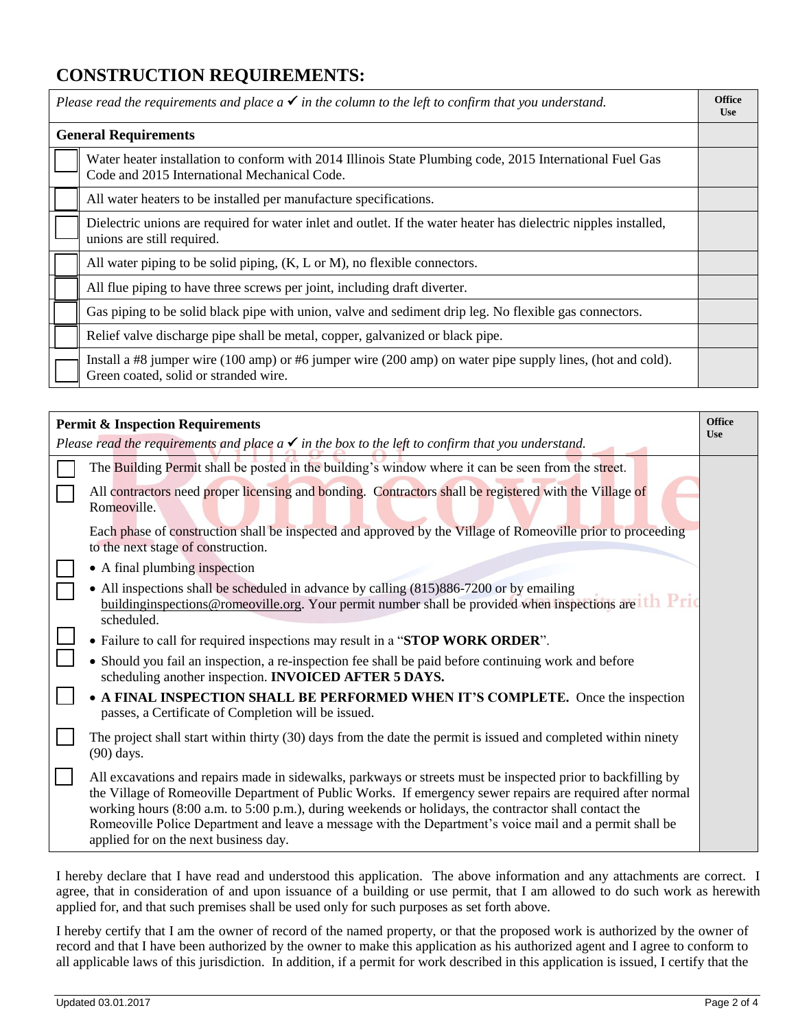## CONSTRUCTION REQUIREMENTS:

| *Please read the requirements and place a ✓ in the column to the left to confirm that you understand.* | | Office Use |
|---|---|---|
| **General Requirements** | | |
| ☐ | Water heater installation to conform with 2014 Illinois State Plumbing code, 2015 International Fuel Gas Code and 2015 International Mechanical Code. | |
| ☐ | All water heaters to be installed per manufacture specifications. | |
| ☐ | Dielectric unions are required for water inlet and outlet. If the water heater has dielectric nipples installed, unions are still required. | |
| ☐ | All water piping to be solid piping, (K, L or M), no flexible connectors. | |
| ☐ | All flue piping to have three screws per joint, including draft diverter. | |
| ☐ | Gas piping to be solid black pipe with union, valve and sediment drip leg. No flexible gas connectors. | |
| ☐ | Relief valve discharge pipe shall be metal, copper, galvanized or black pipe. | |
| ☐ | Install a #8 jumper wire (100 amp) or #6 jumper wire (200 amp) on water pipe supply lines, (hot and cold). Green coated, solid or stranded wire. | |

| **Permit & Inspection Requirements**<br>*Please read the requirements and place a ✓ in the box to the left to confirm that you understand.* | | Office Use |
|---|---|---|
| ☐ | The Building Permit shall be posted in the building's window where it can be seen from the street. | |
| ☐ | All contractors need proper licensing and bonding. Contractors shall be registered with the Village of Romeoville. | |
| | Each phase of construction shall be inspected and approved by the Village of Romeoville prior to proceeding to the next stage of construction. | |
| ☐ | • A final plumbing inspection | |
| ☐ | • All inspections shall be scheduled in advance by calling (815)886-7200 or by emailing buildinginspections@romeoville.org. Your permit number shall be provided when inspections are scheduled. | |
| ☐ | • Failure to call for required inspections may result in a "**STOP WORK ORDER**". | |
| ☐ | • Should you fail an inspection, a re-inspection fee shall be paid before continuing work and before scheduling another inspection. **INVOICED AFTER 5 DAYS.** | |
| ☐ | • **A FINAL INSPECTION SHALL BE PERFORMED WHEN IT'S COMPLETE.** Once the inspection passes, a Certificate of Completion will be issued. | |
| ☐ | The project shall start within thirty (30) days from the date the permit is issued and completed within ninety (90) days. | |
| ☐ | All excavations and repairs made in sidewalks, parkways or streets must be inspected prior to backfilling by the Village of Romeoville Department of Public Works. If emergency sewer repairs are required after normal working hours (8:00 a.m. to 5:00 p.m.), during weekends or holidays, the contractor shall contact the Romeoville Police Department and leave a message with the Department's voice mail and a permit shall be applied for on the next business day. | |

I hereby declare that I have read and understood this application. The above information and any attachments are correct. I agree, that in consideration of and upon issuance of a building or use permit, that I am allowed to do such work as herewith applied for, and that such premises shall be used only for such purposes as set forth above.

I hereby certify that I am the owner of record of the named property, or that the proposed work is authorized by the owner of record and that I have been authorized by the owner to make this application as his authorized agent and I agree to conform to all applicable laws of this jurisdiction. In addition, if a permit for work described in this application is issued, I certify that the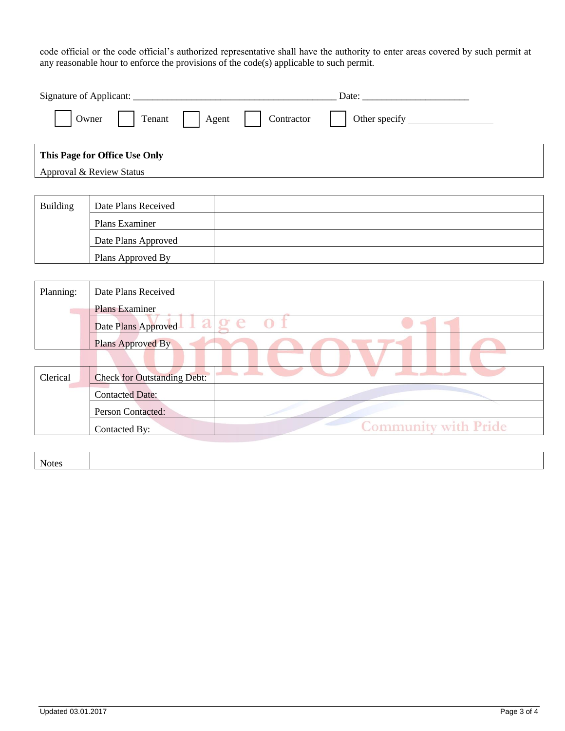code official or the code official's authorized representative shall have the authority to enter areas covered by such permit at any reasonable hour to enforce the provisions of the code(s) applicable to such permit.

Signature of Applicant: ________________________________________ Date: _____________________

☐ Owner ☐ Tenant ☐ Agent ☐ Contractor ☐ Other specify ________________

**This Page for Office Use Only**

Approval & Review Status

| Building | Date Plans Received | |
|---|---|---|
| | Plans Examiner | |
| | Date Plans Approved | |
| | Plans Approved By | |

| Planning: | Date Plans Received | |
|---|---|---|
| | Plans Examiner | |
| | Date Plans Approved | |
| | Plans Approved By | |

| Clerical | Check for Outstanding Debt: | |
|---|---|---|
| | Contacted Date: | |
| | Person Contacted: | |
| | Contacted By: | |

| Notes | |
|---|---|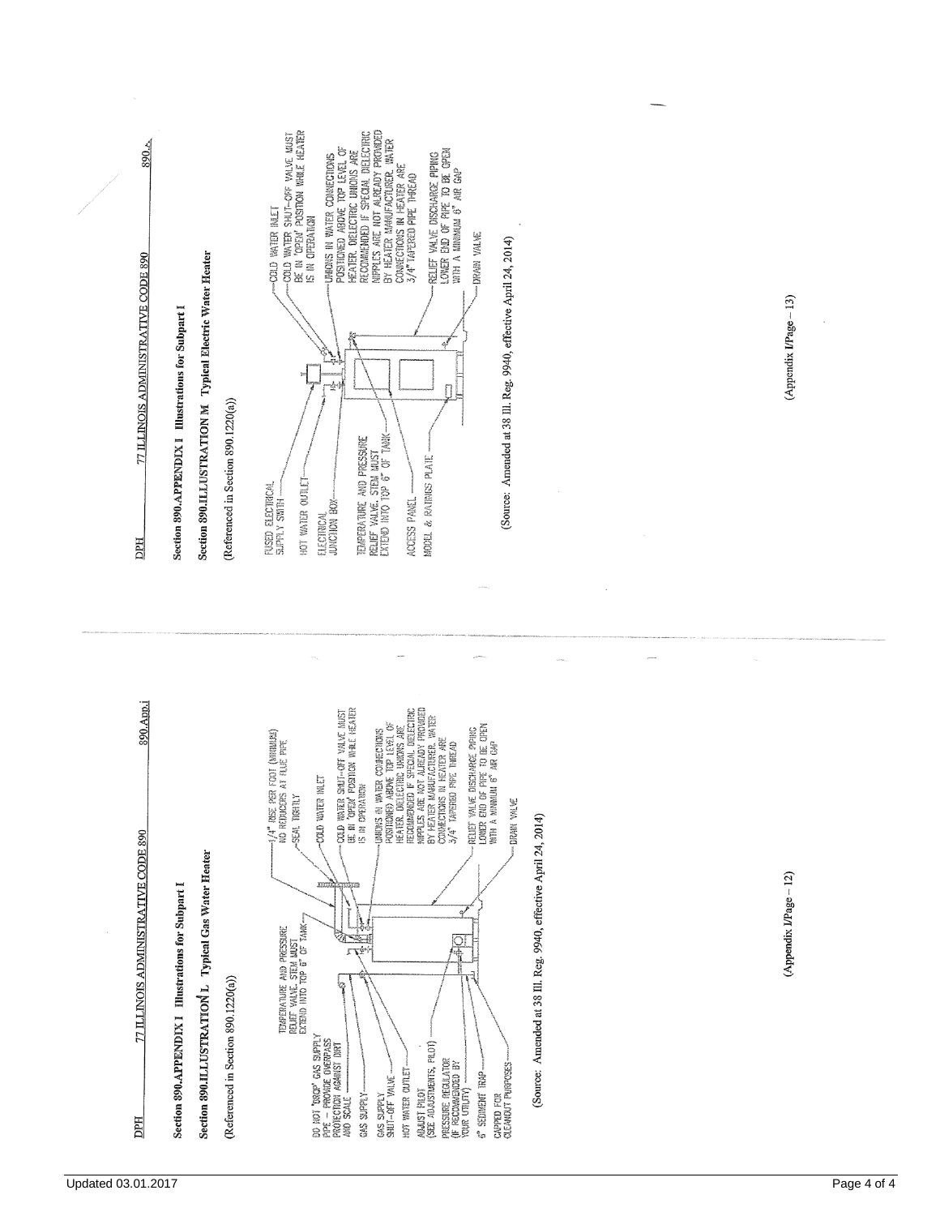DPH 77 ILLINOIS ADMINISTRATIVE CODE 890 890.App.i

Section 890.APPENDIX I Illustrations for Subpart I

Section 890.ILLUSTRATION L Typical Gas Water Heater

(Referenced in Section 890.1220(a))

DO NOT "DROP" GAS SUPPLY PIPE – PROVIDE OVERPASS PROTECTION AGAINST DIRT AND SCALE

GAS SUPPLY

GAS SUPPLY SHUT-OFF VALVE

HOT WATER OUTLET

ADJUST PILOT (SEE ADJUSTMENTS, PILOT)

PRESSURE REGULATOR (IF RECOMMENDED BY YOUR UTILITY)

6" SEDIMENT TRAP

CAPPED FOR CLEANOUT PURPOSES

TEMPERATURE AND PRESSURE RELIEF VALVE. STEM MUST EXTEND INTO TOP 6" OF TANK

1/4" RISE PER FOOT (MINIMUM) NO REDUCERS AT FLUE PIPE

SEAL TIGHTLY

COLD WATER INLET

COLD WATER SHUT-OFF VALVE MUST BE IN 'OPEN' POSITION WHILE HEATER IS IN OPERATION

UNIONS IN WATER CONNECTIONS POSITIONED ABOVE TOP LEVEL OF HEATER. DIELECTRIC UNIONS ARE RECOMMENDED IF SPECIAL DIELECTRIC NIPPLES ARE NOT ALREADY PROVIDED BY HEATER MANUFACTURER. WATER CONNECTIONS IN HEATER ARE 3/4" TAPERED PIPE THREAD

RELIEF VALVE DISCHARGE PIPING LOWER END OF PIPE TO BE OPEN WITH A MINIMUM 6" AIR GAP

DRAIN VALVE

(Source: Amended at 38 Ill. Reg. 9940, effective April 24, 2014)

(Appendix I/Page – 12)

DPH 77 ILLINOIS ADMINISTRATIVE CODE 890 890.A

Section 890.APPENDIX I Illustrations for Subpart I

Section 890.ILLUSTRATION M Typical Electric Water Heater

(Referenced in Section 890.1220(a))

FUSED ELECTRICAL SUPPLY SWITH

HOT WATER OUTLET

ELECTRICAL JUNCTION BOX

TEMPERATURE AND PRESSURE RELIEF VALVE. STEM MUST EXTEND INTO TOP 6" OF TANK

ACCESS PANEL

MODEL & RATINGS PLATE

COLD WATER INLET

COLD WATER SHUT-OFF VALVE MUST BE IN 'OPEN' POSITION WHILE HEATER IS IN OPERATION

UNIONS IN WATER CONNECTIONS POSITIONED ABOVE TOP LEVEL OF HEATER. DIELECTRIC UNIONS ARE RECOMMENDED IF SPECIAL DIELECTRIC NIPPLES ARE NOT ALREADY PROVIDED BY HEATER MANUFACTURER. WATER CONNECTIONS IN HEATER ARE 3/4" TAPERED PIPE THREAD

RELIEF VALVE DISCHARGE PIPING LOWER END OF PIPE TO BE OPEN WITH A MINIMUM 6" AIR GAP

DRAIN VALVE

(Source: Amended at 38 Ill. Reg. 9940, effective April 24, 2014)

(Appendix I/Page – 13)